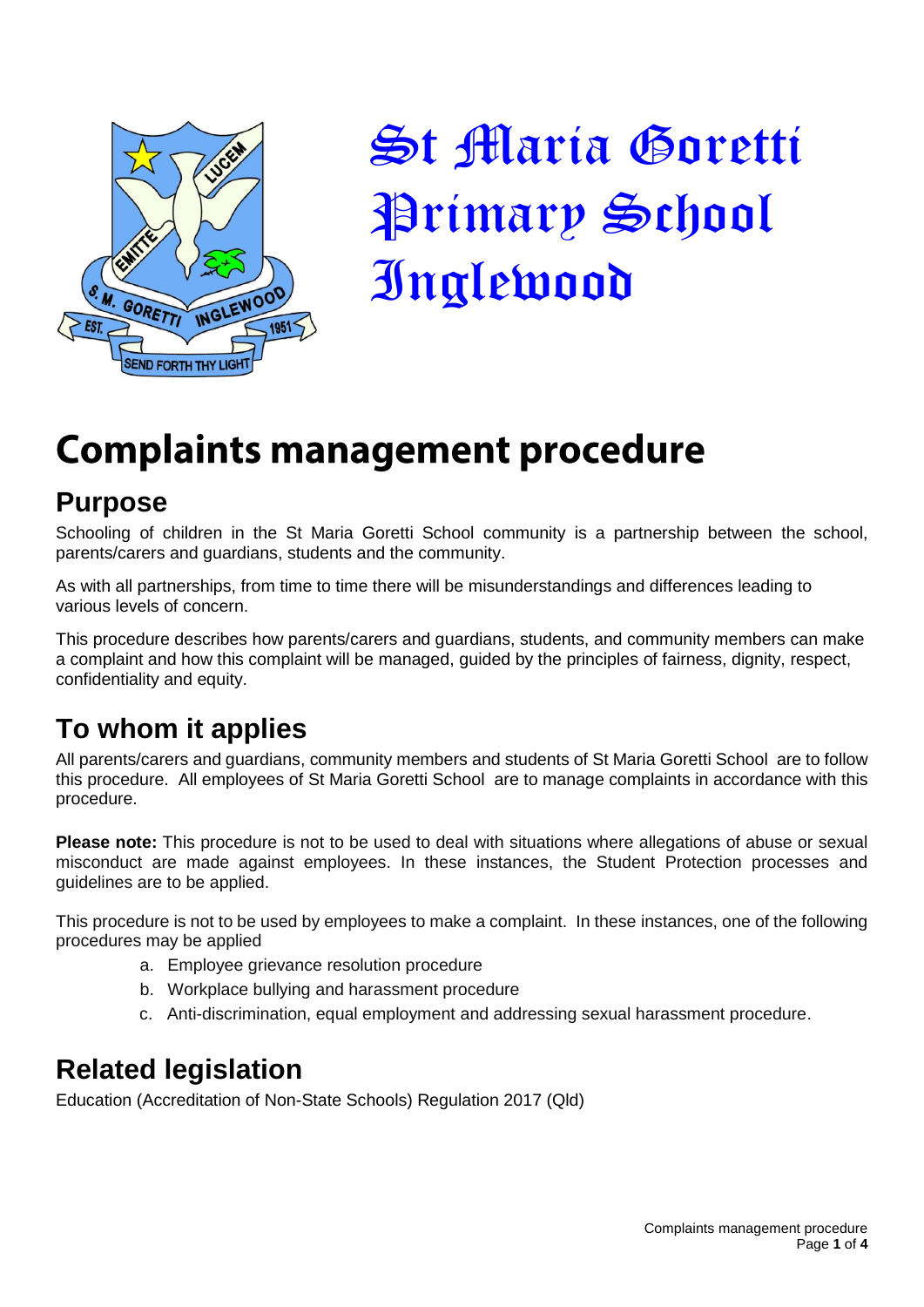St Maria Goretti Primary School Inglewood

# Complaints management procedure

## Purpose

Schooling of children in the St Maria Goretti School community is a partnership between the school, parents/carers and guardians, students and the community.

As with all partnerships, from time to time there will be misunderstandings and differences leading to various levels of concern.

This procedure describes how parents/carers and guardians, students, and community members can make a complaint and how this complaint will be managed, guided by the principles of fairness, dignity, respect, confidentiality and equity.

## To whom it applies

All parents/carers and guardians, community members and students of St Maria Goretti School are to follow this procedure. All employees of St Maria Goretti School are to manage complaints in accordance with this procedure.

**Please note:** This procedure is not to be used to deal with situations where allegations of abuse or sexual misconduct are made against employees. In these instances, the Student Protection processes and guidelines are to be applied.

This procedure is not to be used by employees to make a complaint. In these instances, one of the following procedures may be applied

a. Employee grievance resolution procedure
b. Workplace bullying and harassment procedure
c. Anti-discrimination, equal employment and addressing sexual harassment procedure.

## Related legislation

Education (Accreditation of Non-State Schools) Regulation 2017 (Qld)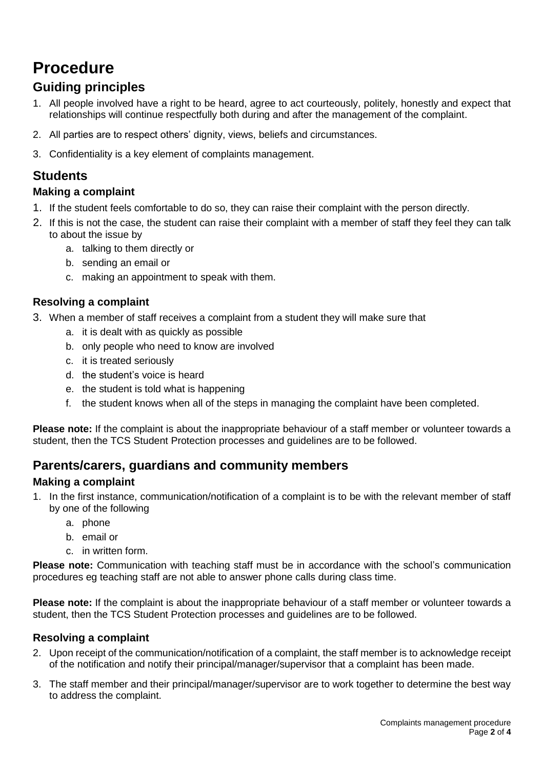# Procedure

## Guiding principles

1. All people involved have a right to be heard, agree to act courteously, politely, honestly and expect that relationships will continue respectfully both during and after the management of the complaint.
2. All parties are to respect others' dignity, views, beliefs and circumstances.
3. Confidentiality is a key element of complaints management.

## Students

### Making a complaint

1. If the student feels comfortable to do so, they can raise their complaint with the person directly.
2. If this is not the case, the student can raise their complaint with a member of staff they feel they can talk to about the issue by
   a. talking to them directly or
   b. sending an email or
   c. making an appointment to speak with them.

### Resolving a complaint

3. When a member of staff receives a complaint from a student they will make sure that
   a. it is dealt with as quickly as possible
   b. only people who need to know are involved
   c. it is treated seriously
   d. the student's voice is heard
   e. the student is told what is happening
   f. the student knows when all of the steps in managing the complaint have been completed.

**Please note:** If the complaint is about the inappropriate behaviour of a staff member or volunteer towards a student, then the TCS Student Protection processes and guidelines are to be followed.

## Parents/carers, guardians and community members

### Making a complaint

1. In the first instance, communication/notification of a complaint is to be with the relevant member of staff by one of the following
   a. phone
   b. email or
   c. in written form.

**Please note:** Communication with teaching staff must be in accordance with the school's communication procedures eg teaching staff are not able to answer phone calls during class time.

**Please note:** If the complaint is about the inappropriate behaviour of a staff member or volunteer towards a student, then the TCS Student Protection processes and guidelines are to be followed.

### Resolving a complaint

2. Upon receipt of the communication/notification of a complaint, the staff member is to acknowledge receipt of the notification and notify their principal/manager/supervisor that a complaint has been made.
3. The staff member and their principal/manager/supervisor are to work together to determine the best way to address the complaint.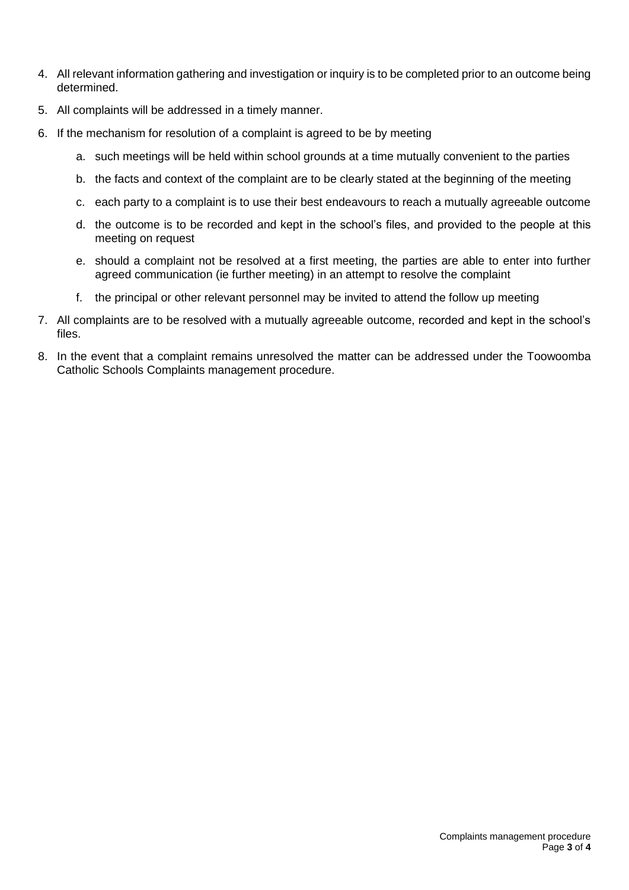4. All relevant information gathering and investigation or inquiry is to be completed prior to an outcome being determined.
5. All complaints will be addressed in a timely manner.
6. If the mechanism for resolution of a complaint is agreed to be by meeting
   a. such meetings will be held within school grounds at a time mutually convenient to the parties
   b. the facts and context of the complaint are to be clearly stated at the beginning of the meeting
   c. each party to a complaint is to use their best endeavours to reach a mutually agreeable outcome
   d. the outcome is to be recorded and kept in the school's files, and provided to the people at this meeting on request
   e. should a complaint not be resolved at a first meeting, the parties are able to enter into further agreed communication (ie further meeting) in an attempt to resolve the complaint
   f. the principal or other relevant personnel may be invited to attend the follow up meeting
7. All complaints are to be resolved with a mutually agreeable outcome, recorded and kept in the school's files.
8. In the event that a complaint remains unresolved the matter can be addressed under the Toowoomba Catholic Schools Complaints management procedure.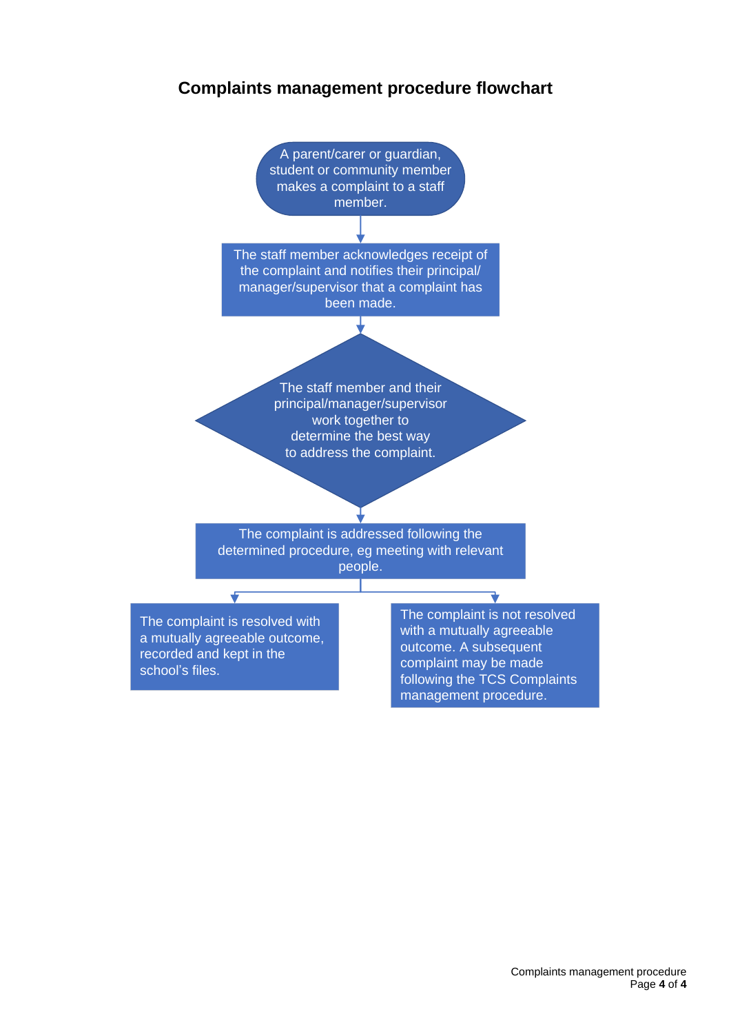# Complaints management procedure flowchart

A parent/carer or guardian, student or community member makes a complaint to a staff member.

The staff member acknowledges receipt of the complaint and notifies their principal/ manager/supervisor that a complaint has been made.

The staff member and their principal/manager/supervisor work together to determine the best way to address the complaint.

The complaint is addressed following the determined procedure, eg meeting with relevant people.

The complaint is resolved with a mutually agreeable outcome, recorded and kept in the school's files.

The complaint is not resolved with a mutually agreeable outcome. A subsequent complaint may be made following the TCS Complaints management procedure.